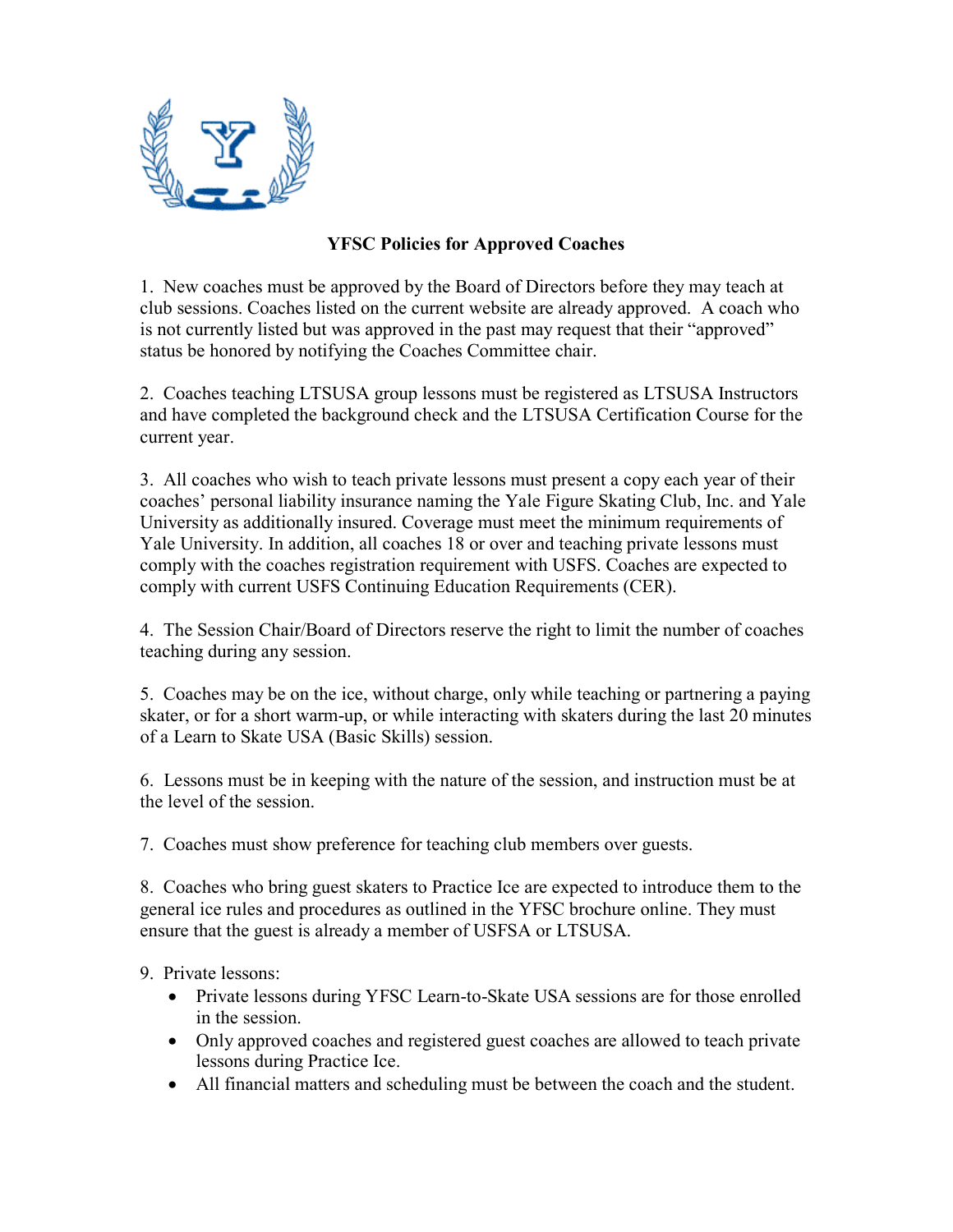**YFSC Policies for Approved Coaches**

1. New coaches must be approved by the Board of Directors before they may teach at club sessions. Coaches listed on the current website are already approved. A coach who is not currently listed but was approved in the past may request that their "approved" status be honored by notifying the Coaches Committee chair.

2. Coaches teaching LTSUSA group lessons must be registered as LTSUSA Instructors and have completed the background check and the LTSUSA Certification Course for the current year.

3. All coaches who wish to teach private lessons must present a copy each year of their coaches' personal liability insurance naming the Yale Figure Skating Club, Inc. and Yale University as additionally insured. Coverage must meet the minimum requirements of Yale University. In addition, all coaches 18 or over and teaching private lessons must comply with the coaches registration requirement with USFS. Coaches are expected to comply with current USFS Continuing Education Requirements (CER).

4. The Session Chair/Board of Directors reserve the right to limit the number of coaches teaching during any session.

5. Coaches may be on the ice, without charge, only while teaching or partnering a paying skater, or for a short warm-up, or while interacting with skaters during the last 20 minutes of a Learn to Skate USA (Basic Skills) session.

6. Lessons must be in keeping with the nature of the session, and instruction must be at the level of the session.

7. Coaches must show preference for teaching club members over guests.

8. Coaches who bring guest skaters to Practice Ice are expected to introduce them to the general ice rules and procedures as outlined in the YFSC brochure online. They must ensure that the guest is already a member of USFSA or LTSUSA.

9. Private lessons:
   - Private lessons during YFSC Learn-to-Skate USA sessions are for those enrolled in the session.
   - Only approved coaches and registered guest coaches are allowed to teach private lessons during Practice Ice.
   - All financial matters and scheduling must be between the coach and the student.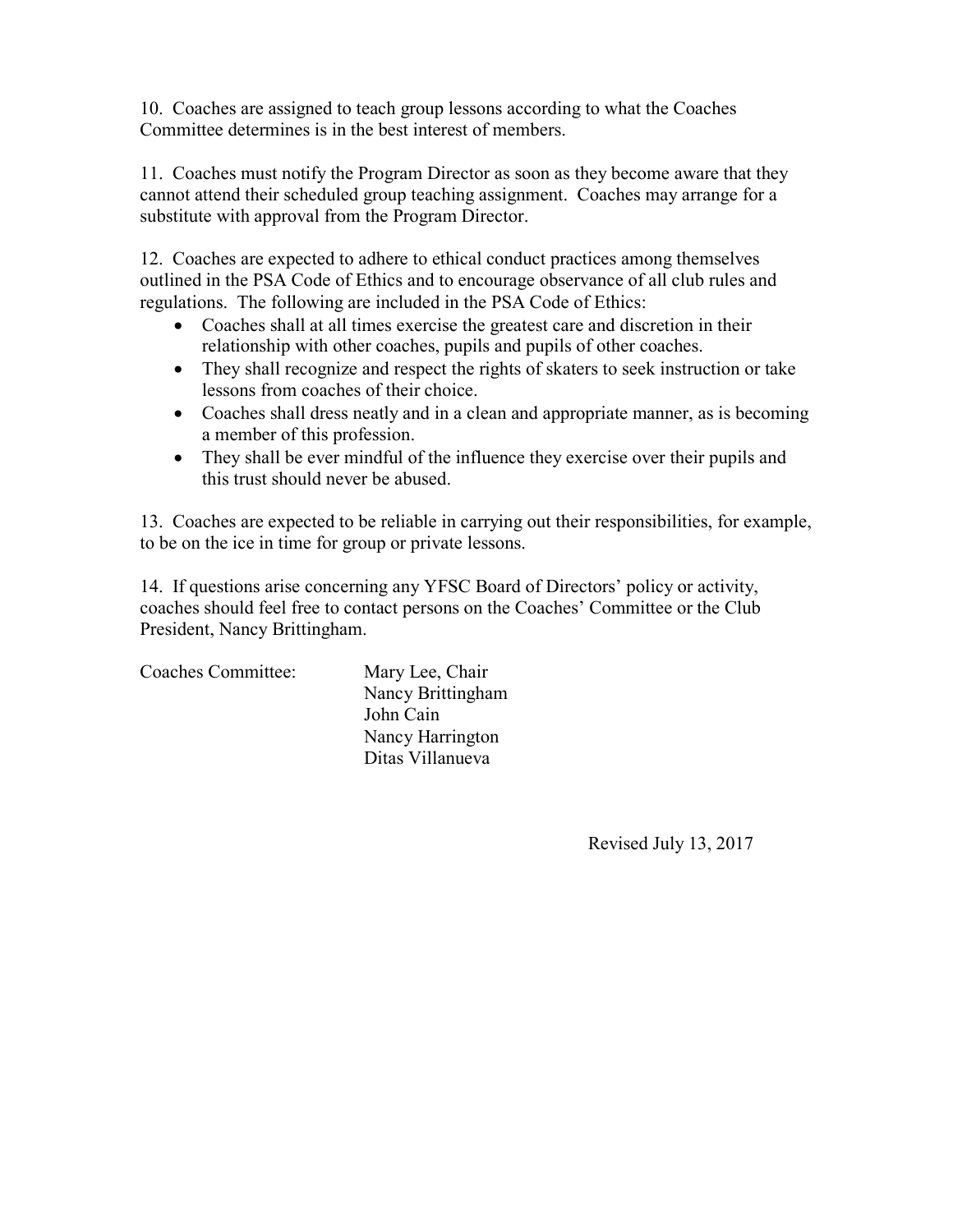10. Coaches are assigned to teach group lessons according to what the Coaches Committee determines is in the best interest of members.

11. Coaches must notify the Program Director as soon as they become aware that they cannot attend their scheduled group teaching assignment. Coaches may arrange for a substitute with approval from the Program Director.

12. Coaches are expected to adhere to ethical conduct practices among themselves outlined in the PSA Code of Ethics and to encourage observance of all club rules and regulations. The following are included in the PSA Code of Ethics:

- Coaches shall at all times exercise the greatest care and discretion in their relationship with other coaches, pupils and pupils of other coaches.
- They shall recognize and respect the rights of skaters to seek instruction or take lessons from coaches of their choice.
- Coaches shall dress neatly and in a clean and appropriate manner, as is becoming a member of this profession.
- They shall be ever mindful of the influence they exercise over their pupils and this trust should never be abused.

13. Coaches are expected to be reliable in carrying out their responsibilities, for example, to be on the ice in time for group or private lessons.

14. If questions arise concerning any YFSC Board of Directors' policy or activity, coaches should feel free to contact persons on the Coaches' Committee or the Club President, Nancy Brittingham.

Coaches Committee:

Mary Lee, Chair
Nancy Brittingham
John Cain
Nancy Harrington
Ditas Villanueva

Revised July 13, 2017